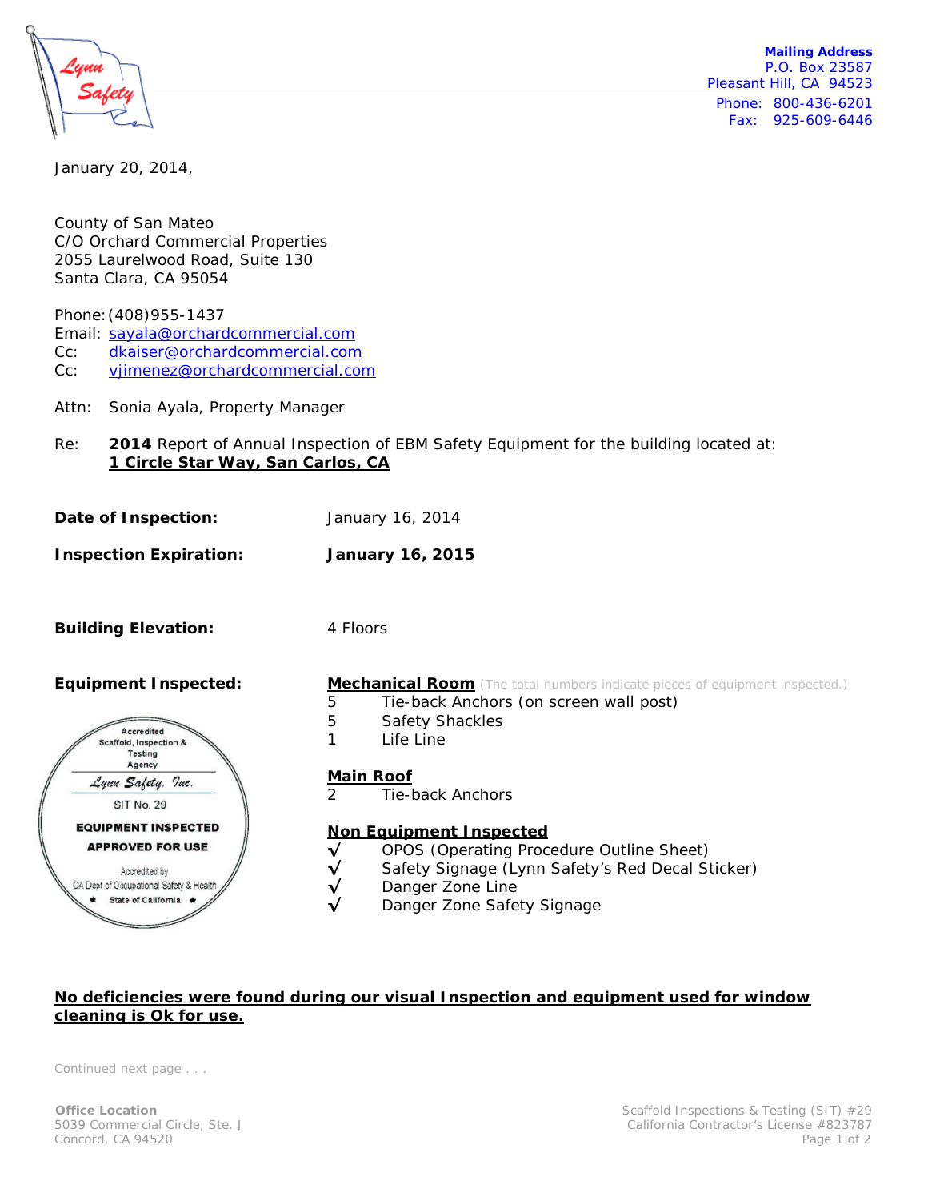**Mailing Address**
P.O. Box 23587
Pleasant Hill, CA 94523

Phone: 800-436-6201
Fax: 925-609-6446

January 20, 2014,

County of San Mateo
C/O Orchard Commercial Properties
2055 Laurelwood Road, Suite 130
Santa Clara, CA 95054

Phone: (408)955-1437
Email: sayala@orchardcommercial.com
Cc: dkaiser@orchardcommercial.com
Cc: vjimenez@orchardcommercial.com

Attn: Sonia Ayala, Property Manager

Re: **2014** Report of Annual Inspection of EBM Safety Equipment for the building located at:
**1 Circle Star Way, San Carlos, CA**

**Date of Inspection:** January 16, 2014

**Inspection Expiration:** **January 16, 2015**

**Building Elevation:** 4 Floors

**Equipment Inspected:**

Accredited Scaffold, Inspection & Testing Agency
Lynn Safety, Inc.
SIT No. 29
**EQUIPMENT INSPECTED**
**APPROVED FOR USE**
Accredited by CA Dept of Occupational Safety & Health
★ State of California ★

**Mechanical Room** (The total numbers indicate pieces of equipment inspected.)

- 5 Tie-back Anchors (on screen wall post)
- 5 Safety Shackles
- 1 Life Line

**Main Roof**

- 2 Tie-back Anchors

**Non Equipment Inspected**

- √ OPOS (Operating Procedure Outline Sheet)
- √ Safety Signage (Lynn Safety's Red Decal Sticker)
- √ Danger Zone Line
- √ Danger Zone Safety Signage

**No deficiencies were found during our visual Inspection and equipment used for window cleaning is Ok for use.**

Continued next page . . .

**Office Location**
5039 Commercial Circle, Ste. J
Concord, CA 94520

Scaffold Inspections & Testing (SIT) #29
California Contractor's License #823787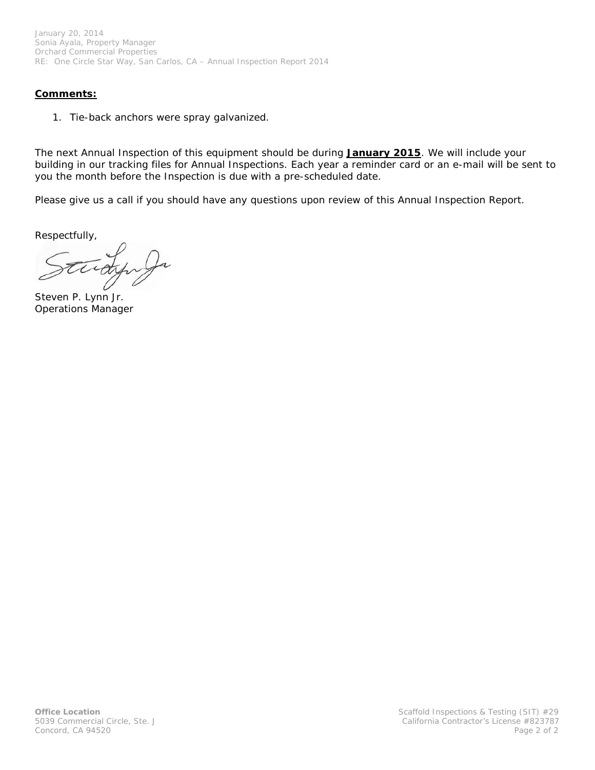**Comments:**

1. Tie-back anchors were spray galvanized.

The next Annual Inspection of this equipment should be during **January 2015**. We will include your building in our tracking files for Annual Inspections. Each year a reminder card or an e-mail will be sent to you the month before the Inspection is due with a pre-scheduled date.

Please give us a call if you should have any questions upon review of this Annual Inspection Report.

Respectfully,

Steven P. Lynn Jr.
Operations Manager